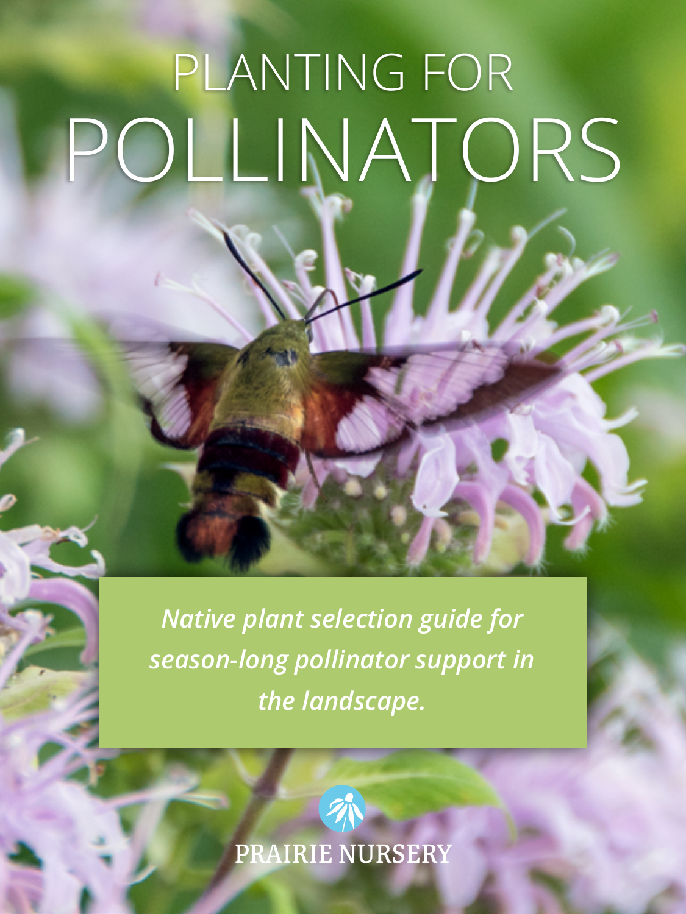# PLANTING FOR POLLINATORS

*Native plant selection guide for season-long pollinator support in the landscape.*

PRAIRIE NURSERY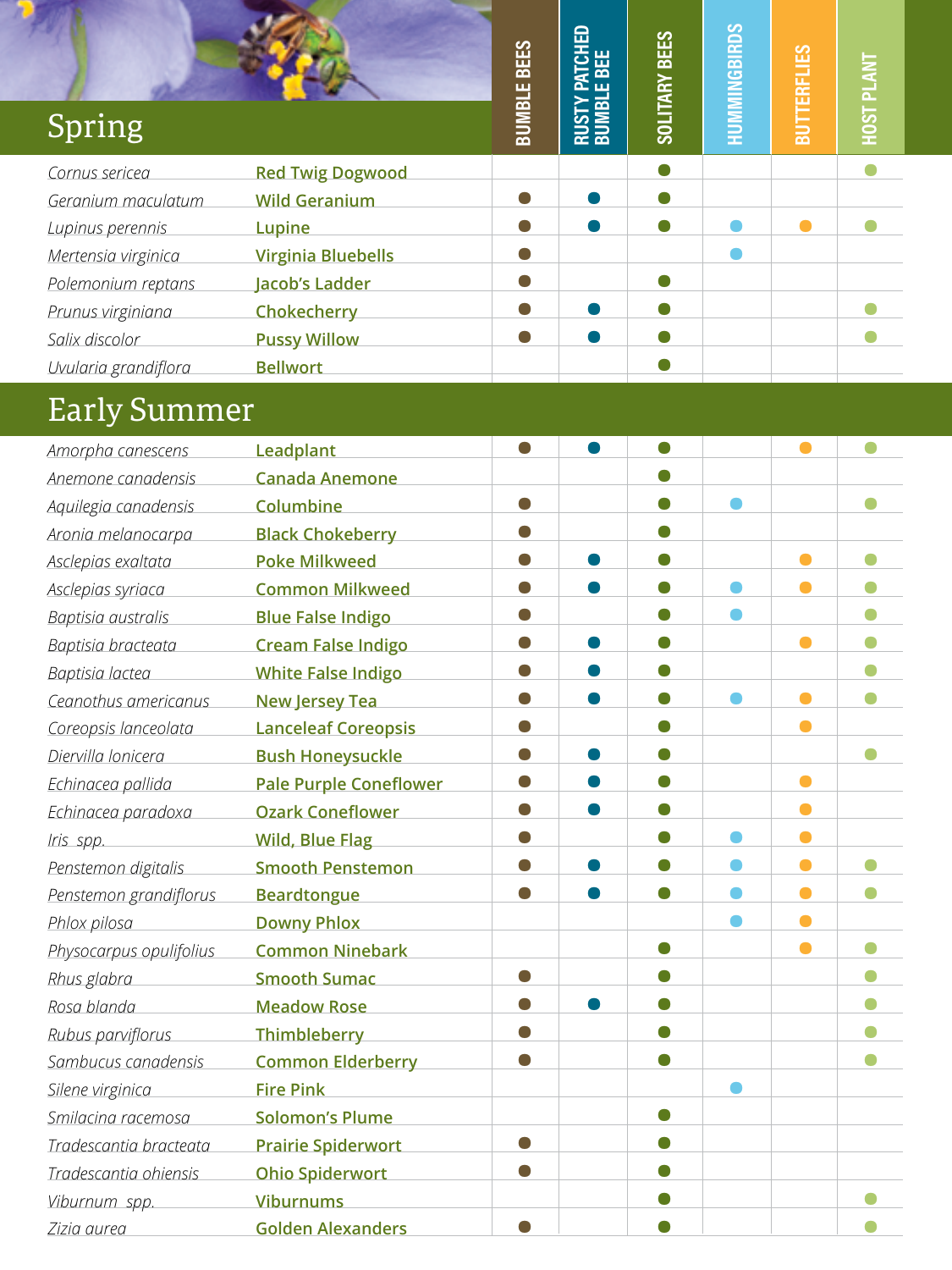## Spring

| Scientific Name | Common Name | Bumble Bees | Rusty Patched Bumble Bee | Solitary Bees | Hummingbirds | Butterflies | Host Plant |
|---|---|---|---|---|---|---|---|
| *Cornus sericea* | Red Twig Dogwood | | | ● | | | ● |
| *Geranium maculatum* | Wild Geranium | ● | ● | ● | | | |
| *Lupinus perennis* | Lupine | ● | ● | ● | ● | ● | ● |
| *Mertensia virginica* | Virginia Bluebells | ● | | | ● | | |
| *Polemonium reptans* | Jacob's Ladder | ● | | ● | | | |
| *Prunus virginiana* | Chokecherry | ● | ● | ● | | | ● |
| *Salix discolor* | Pussy Willow | ● | ● | ● | | | ● |
| *Uvularia grandiflora* | Bellwort | | | ● | | | |

## Early Summer

| Scientific Name | Common Name | Bumble Bees | Rusty Patched Bumble Bee | Solitary Bees | Hummingbirds | Butterflies | Host Plant |
|---|---|---|---|---|---|---|---|
| *Amorpha canescens* | Leadplant | ● | ● | ● | | ● | ● |
| *Anemone canadensis* | Canada Anemone | | | ● | | | |
| *Aquilegia canadensis* | Columbine | ● | | ● | ● | | ● |
| *Aronia melanocarpa* | Black Chokeberry | ● | | ● | | | |
| *Asclepias exaltata* | Poke Milkweed | ● | ● | ● | | ● | ● |
| *Asclepias syriaca* | Common Milkweed | ● | ● | ● | ● | ● | ● |
| *Baptisia australis* | Blue False Indigo | ● | | ● | ● | | ● |
| *Baptisia bracteata* | Cream False Indigo | ● | ● | ● | | ● | ● |
| *Baptisia lactea* | White False Indigo | ● | ● | ● | | | ● |
| *Ceanothus americanus* | New Jersey Tea | ● | ● | ● | ● | ● | ● |
| *Coreopsis lanceolata* | Lanceleaf Coreopsis | ● | | ● | | ● | |
| *Diervilla lonicera* | Bush Honeysuckle | ● | ● | ● | | | ● |
| *Echinacea pallida* | Pale Purple Coneflower | ● | ● | ● | | ● | |
| *Echinacea paradoxa* | Ozark Coneflower | ● | ● | ● | | ● | |
| *Iris spp.* | Wild, Blue Flag | ● | | ● | ● | ● | |
| *Penstemon digitalis* | Smooth Penstemon | ● | ● | ● | ● | ● | ● |
| *Penstemon grandiflorus* | Beardtongue | ● | ● | ● | ● | ● | ● |
| *Phlox pilosa* | Downy Phlox | | | | ● | ● | |
| *Physocarpus opulifolius* | Common Ninebark | | | ● | | ● | ● |
| *Rhus glabra* | Smooth Sumac | ● | | ● | | | ● |
| *Rosa blanda* | Meadow Rose | ● | ● | ● | | | ● |
| *Rubus parviflorus* | Thimbleberry | ● | | ● | | | ● |
| *Sambucus canadensis* | Common Elderberry | ● | | ● | | | ● |
| *Silene virginica* | Fire Pink | | | | ● | | |
| *Smilacina racemosa* | Solomon's Plume | | | ● | | | |
| *Tradescantia bracteata* | Prairie Spiderwort | ● | | ● | | | |
| *Tradescantia ohiensis* | Ohio Spiderwort | ● | | ● | | | |
| *Viburnum spp.* | Viburnums | | | ● | | | ● |
| *Zizia aurea* | Golden Alexanders | ● | | ● | | | ● |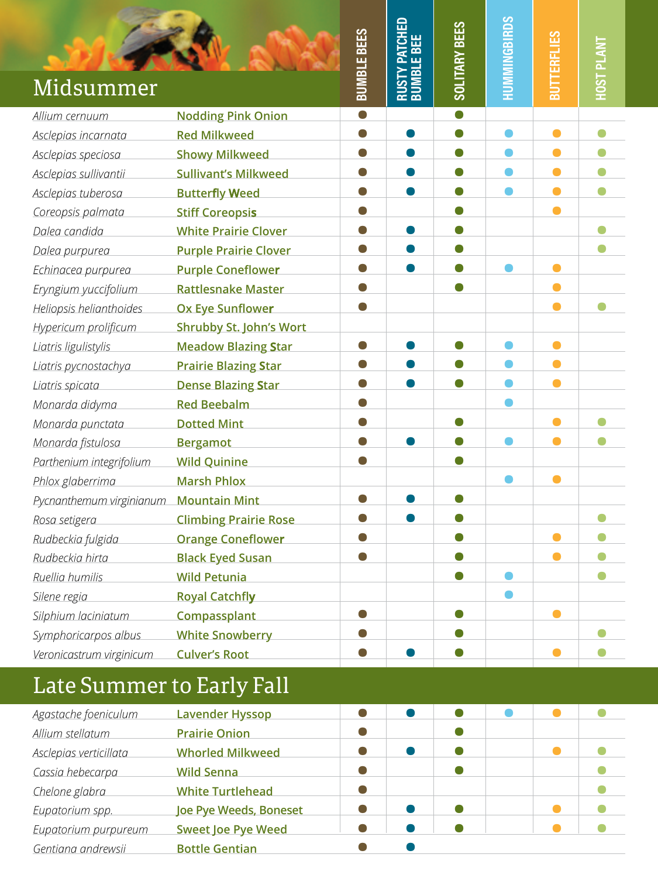## Midsummer

| Scientific Name | Common Name | Bumble Bees | Rusty Patched Bumble Bee | Solitary Bees | Hummingbirds | Butterflies | Host Plant |
|---|---|---|---|---|---|---|---|
| *Allium cernuum* | Nodding Pink Onion | ● | | ● | | | |
| *Asclepias incarnata* | Red Milkweed | ● | ● | ● | ● | ● | ● |
| *Asclepias speciosa* | Showy Milkweed | ● | ● | ● | ● | ● | ● |
| *Asclepias sullivantii* | Sullivant's Milkweed | ● | ● | ● | ● | ● | ● |
| *Asclepias tuberosa* | Butterfly Weed | ● | ● | ● | ● | ● | ● |
| *Coreopsis palmata* | Stiff Coreopsis | ● | | ● | | ● | |
| *Dalea candida* | White Prairie Clover | ● | ● | ● | | | ● |
| *Dalea purpurea* | Purple Prairie Clover | ● | ● | ● | | | ● |
| *Echinacea purpurea* | Purple Coneflower | ● | ● | ● | ● | ● | |
| *Eryngium yuccifolium* | Rattlesnake Master | ● | | ● | | ● | |
| *Heliopsis helianthoides* | Ox Eye Sunflower | ● | | | | ● | ● |
| *Hypericum prolificum* | Shrubby St. John's Wort | | | | | | |
| *Liatris ligulistylis* | Meadow Blazing Star | ● | ● | ● | ● | ● | |
| *Liatris pycnostachya* | Prairie Blazing Star | ● | ● | ● | ● | ● | |
| *Liatris spicata* | Dense Blazing Star | ● | ● | ● | ● | ● | |
| *Monarda didyma* | Red Beebalm | ● | | | ● | | |
| *Monarda punctata* | Dotted Mint | ● | | ● | | ● | ● |
| *Monarda fistulosa* | Bergamot | ● | ● | ● | ● | ● | ● |
| *Parthenium integrifolium* | Wild Quinine | ● | | ● | | | |
| *Phlox glaberrima* | Marsh Phlox | | | | ● | ● | |
| *Pycnanthemum virginianum* | Mountain Mint | ● | ● | ● | | | |
| *Rosa setigera* | Climbing Prairie Rose | ● | ● | ● | | | ● |
| *Rudbeckia fulgida* | Orange Coneflower | ● | | ● | | ● | ● |
| *Rudbeckia hirta* | Black Eyed Susan | ● | | ● | | ● | ● |
| *Ruellia humilis* | Wild Petunia | | | ● | ● | | ● |
| *Silene regia* | Royal Catchfly | | | | ● | | |
| *Silphium laciniatum* | Compassplant | ● | | ● | | ● | |
| *Symphoricarpos albus* | White Snowberry | ● | | ● | | | ● |
| *Veronicastrum virginicum* | Culver's Root | ● | ● | ● | | ● | ● |

## Late Summer to Early Fall

| Scientific Name | Common Name | Bumble Bees | Rusty Patched Bumble Bee | Solitary Bees | Hummingbirds | Butterflies | Host Plant |
|---|---|---|---|---|---|---|---|
| *Agastache foeniculum* | Lavender Hyssop | ● | ● | ● | ● | ● | ● |
| *Allium stellatum* | Prairie Onion | ● | | ● | | | |
| *Asclepias verticillata* | Whorled Milkweed | ● | ● | ● | | ● | ● |
| *Cassia hebecarpa* | Wild Senna | ● | | ● | | | ● |
| *Chelone glabra* | White Turtlehead | ● | | | | | ● |
| *Eupatorium spp.* | Joe Pye Weeds, Boneset | ● | ● | ● | | ● | ● |
| *Eupatorium purpureum* | Sweet Joe Pye Weed | ● | ● | ● | | ● | ● |
| *Gentiana andrewsii* | Bottle Gentian | ● | ● | | | | |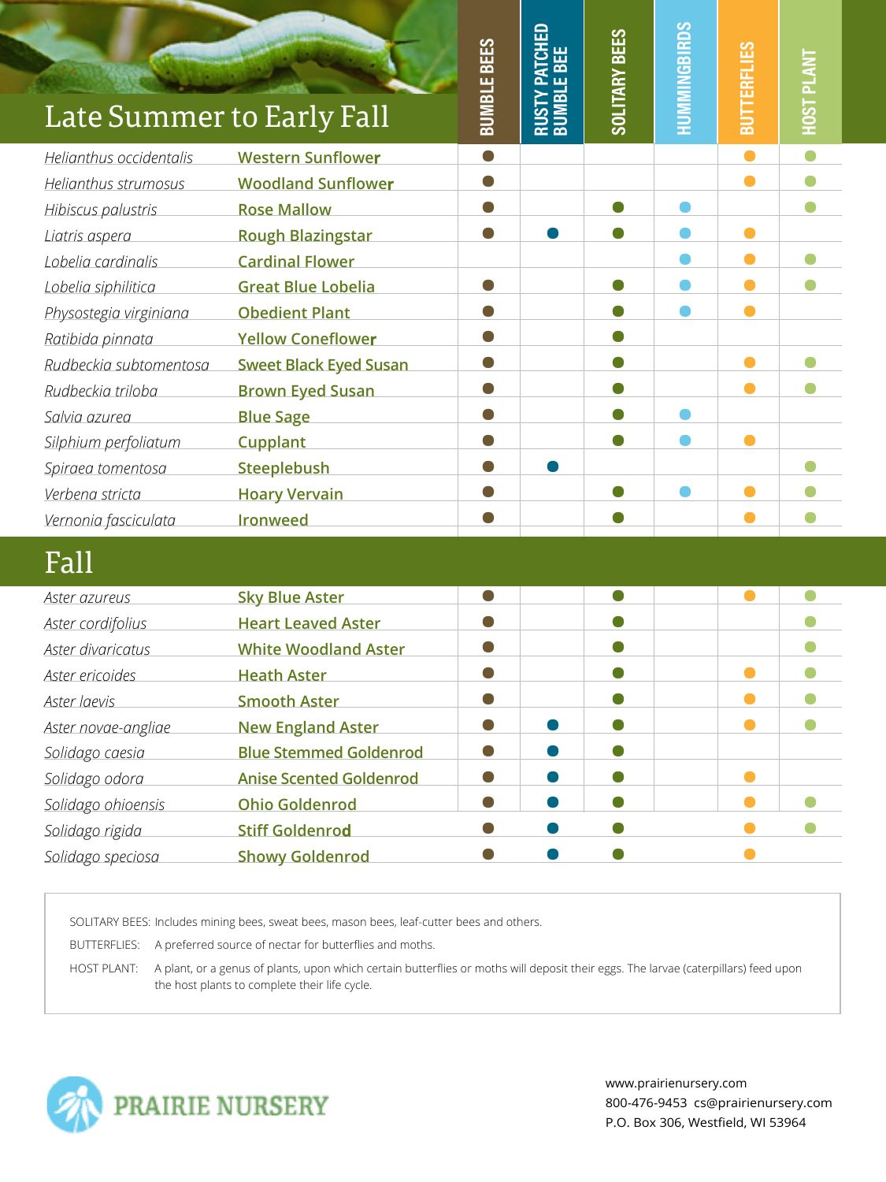## Late Summer to Early Fall

| | | BUMBLE BEES | RUSTY PATCHED BUMBLE BEE | SOLITARY BEES | HUMMINGBIRDS | BUTTERFLIES | HOST PLANT |
|---|---|---|---|---|---|---|---|
| *Helianthus occidentalis* | Western Sunflower | ● | | | | ● | ● |
| *Helianthus strumosus* | Woodland Sunflower | ● | | | | ● | ● |
| *Hibiscus palustris* | Rose Mallow | ● | | ● | ● | | ● |
| *Liatris aspera* | Rough Blazingstar | ● | ● | ● | ● | ● | |
| *Lobelia cardinalis* | Cardinal Flower | | | | ● | ● | ● |
| *Lobelia siphilitica* | Great Blue Lobelia | ● | | ● | ● | ● | ● |
| *Physostegia virginiana* | Obedient Plant | ● | | ● | ● | ● | |
| *Ratibida pinnata* | Yellow Coneflower | ● | | ● | | | |
| *Rudbeckia subtomentosa* | Sweet Black Eyed Susan | ● | | ● | | ● | ● |
| *Rudbeckia triloba* | Brown Eyed Susan | ● | | ● | | ● | ● |
| *Salvia azurea* | Blue Sage | ● | | ● | ● | | |
| *Silphium perfoliatum* | Cupplant | ● | | ● | ● | ● | |
| *Spiraea tomentosa* | Steeplebush | ● | ● | | | | ● |
| *Verbena stricta* | Hoary Vervain | ● | | ● | ● | ● | ● |
| *Vernonia fasciculata* | Ironweed | ● | | ● | | ● | ● |

## Fall

| | | BUMBLE BEES | RUSTY PATCHED BUMBLE BEE | SOLITARY BEES | HUMMINGBIRDS | BUTTERFLIES | HOST PLANT |
|---|---|---|---|---|---|---|---|
| *Aster azureus* | Sky Blue Aster | ● | | ● | | ● | ● |
| *Aster cordifolius* | Heart Leaved Aster | ● | | ● | | | ● |
| *Aster divaricatus* | White Woodland Aster | ● | | ● | | | ● |
| *Aster ericoides* | Heath Aster | ● | | ● | | ● | ● |
| *Aster laevis* | Smooth Aster | ● | | ● | | ● | ● |
| *Aster novae-angliae* | New England Aster | ● | ● | ● | | ● | ● |
| *Solidago caesia* | Blue Stemmed Goldenrod | ● | ● | ● | | | |
| *Solidago odora* | Anise Scented Goldenrod | ● | ● | ● | | ● | |
| *Solidago ohioensis* | Ohio Goldenrod | ● | ● | ● | | ● | ● |
| *Solidago rigida* | Stiff Goldenrod | ● | ● | ● | | ● | ● |
| *Solidago speciosa* | Showy Goldenrod | ● | ● | ● | | ● | |

SOLITARY BEES: Includes mining bees, sweat bees, mason bees, leaf-cutter bees and others.

BUTTERFLIES: A preferred source of nectar for butterflies and moths.

HOST PLANT: A plant, or a genus of plants, upon which certain butterflies or moths will deposit their eggs. The larvae (caterpillars) feed upon the host plants to complete their life cycle.

PRAIRIE NURSERY

www.prairienursery.com
800-476-9453 cs@prairienursery.com
P.O. Box 306, Westfield, WI 53964